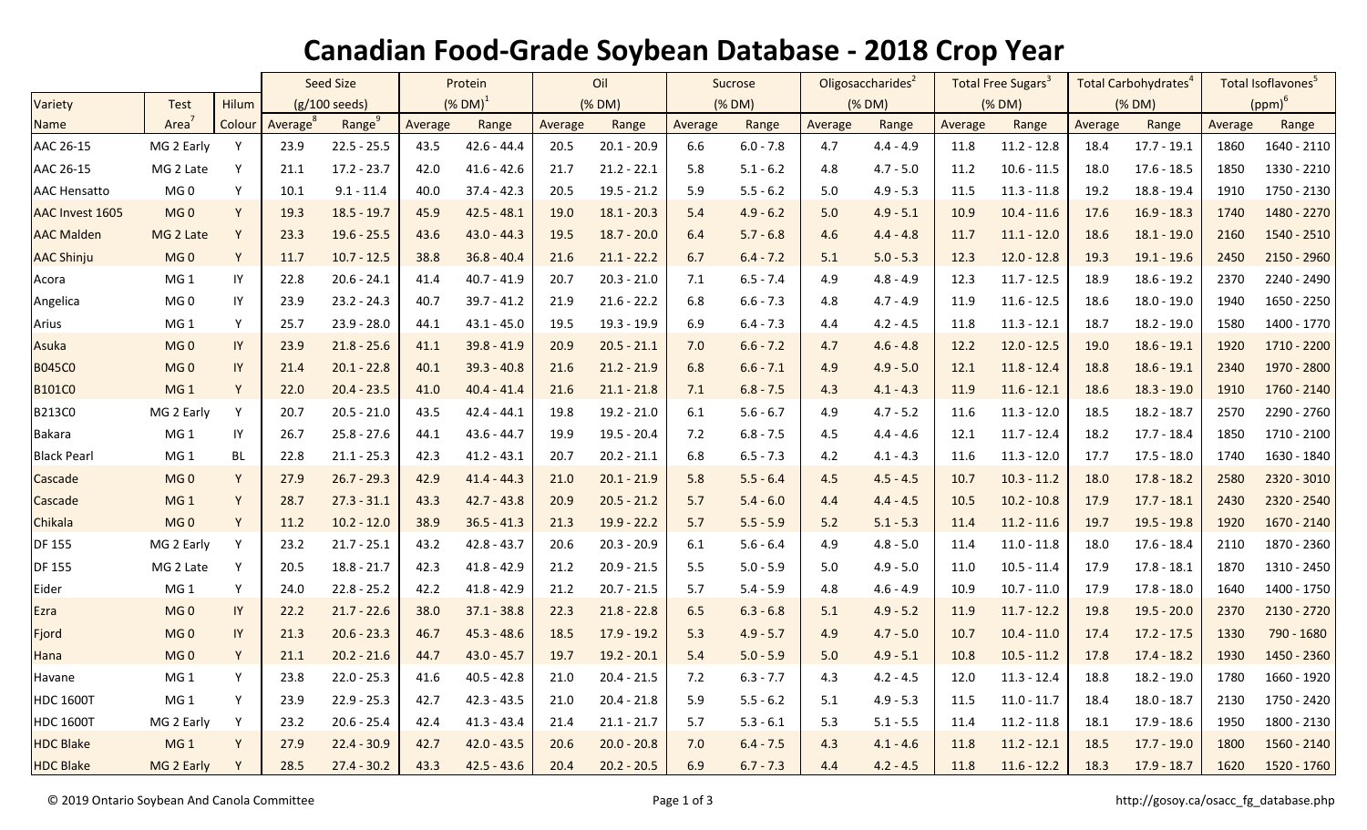# Canadian Food-Grade Soybean Database - 2018 Crop Year

| Variety | Test | Hilum | Seed Size | | Protein | | Oil | | Sucrose | | Oligosaccharides[2] | | Total Free Sugars[3] | | Total Carbohydrates[4] | | Total Isoflavones[5] | |
|---|---|---|---|---|---|---|---|---|---|---|---|---|---|---|---|---|---|---|
| | | | (g/100 seeds) | | (% DM)[1] | | (% DM) | | (% DM) | | (% DM) | | (% DM) | | (% DM) | | (ppm)[6] | |
| Name | Area[7] | Colour | Average[8] | Range[9] | Average | Range | Average | Range | Average | Range | Average | Range | Average | Range | Average | Range | Average | Range |
| AAC 26-15 | MG 2 Early | Y | 23.9 | 22.5 - 25.5 | 43.5 | 42.6 - 44.4 | 20.5 | 20.1 - 20.9 | 6.6 | 6.0 - 7.8 | 4.7 | 4.4 - 4.9 | 11.8 | 11.2 - 12.8 | 18.4 | 17.7 - 19.1 | 1860 | 1640 - 2110 |
| AAC 26-15 | MG 2 Late | Y | 21.1 | 17.2 - 23.7 | 42.0 | 41.6 - 42.6 | 21.7 | 21.2 - 22.1 | 5.8 | 5.1 - 6.2 | 4.8 | 4.7 - 5.0 | 11.2 | 10.6 - 11.5 | 18.0 | 17.6 - 18.5 | 1850 | 1330 - 2210 |
| AAC Hensatto | MG 0 | Y | 10.1 | 9.1 - 11.4 | 40.0 | 37.4 - 42.3 | 20.5 | 19.5 - 21.2 | 5.9 | 5.5 - 6.2 | 5.0 | 4.9 - 5.3 | 11.5 | 11.3 - 11.8 | 19.2 | 18.8 - 19.4 | 1910 | 1750 - 2130 |
| AAC Invest 1605 | MG 0 | Y | 19.3 | 18.5 - 19.7 | 45.9 | 42.5 - 48.1 | 19.0 | 18.1 - 20.3 | 5.4 | 4.9 - 6.2 | 5.0 | 4.9 - 5.1 | 10.9 | 10.4 - 11.6 | 17.6 | 16.9 - 18.3 | 1740 | 1480 - 2270 |
| AAC Malden | MG 2 Late | Y | 23.3 | 19.6 - 25.5 | 43.6 | 43.0 - 44.3 | 19.5 | 18.7 - 20.0 | 6.4 | 5.7 - 6.8 | 4.6 | 4.4 - 4.8 | 11.7 | 11.1 - 12.0 | 18.6 | 18.1 - 19.0 | 2160 | 1540 - 2510 |
| AAC Shinju | MG 0 | Y | 11.7 | 10.7 - 12.5 | 38.8 | 36.8 - 40.4 | 21.6 | 21.1 - 22.2 | 6.7 | 6.4 - 7.2 | 5.1 | 5.0 - 5.3 | 12.3 | 12.0 - 12.8 | 19.3 | 19.1 - 19.6 | 2450 | 2150 - 2960 |
| Acora | MG 1 | IY | 22.8 | 20.6 - 24.1 | 41.4 | 40.7 - 41.9 | 20.7 | 20.3 - 21.0 | 7.1 | 6.5 - 7.4 | 4.9 | 4.8 - 4.9 | 12.3 | 11.7 - 12.5 | 18.9 | 18.6 - 19.2 | 2370 | 2240 - 2490 |
| Angelica | MG 0 | IY | 23.9 | 23.2 - 24.3 | 40.7 | 39.7 - 41.2 | 21.9 | 21.6 - 22.2 | 6.8 | 6.6 - 7.3 | 4.8 | 4.7 - 4.9 | 11.9 | 11.6 - 12.5 | 18.6 | 18.0 - 19.0 | 1940 | 1650 - 2250 |
| Arius | MG 1 | Y | 25.7 | 23.9 - 28.0 | 44.1 | 43.1 - 45.0 | 19.5 | 19.3 - 19.9 | 6.9 | 6.4 - 7.3 | 4.4 | 4.2 - 4.5 | 11.8 | 11.3 - 12.1 | 18.7 | 18.2 - 19.0 | 1580 | 1400 - 1770 |
| Asuka | MG 0 | IY | 23.9 | 21.8 - 25.6 | 41.1 | 39.8 - 41.9 | 20.9 | 20.5 - 21.1 | 7.0 | 6.6 - 7.2 | 4.7 | 4.6 - 4.8 | 12.2 | 12.0 - 12.5 | 19.0 | 18.6 - 19.1 | 1920 | 1710 - 2200 |
| B045C0 | MG 0 | IY | 21.4 | 20.1 - 22.8 | 40.1 | 39.3 - 40.8 | 21.6 | 21.2 - 21.9 | 6.8 | 6.6 - 7.1 | 4.9 | 4.9 - 5.0 | 12.1 | 11.8 - 12.4 | 18.8 | 18.6 - 19.1 | 2340 | 1970 - 2800 |
| B101C0 | MG 1 | Y | 22.0 | 20.4 - 23.5 | 41.0 | 40.4 - 41.4 | 21.6 | 21.1 - 21.8 | 7.1 | 6.8 - 7.5 | 4.3 | 4.1 - 4.3 | 11.9 | 11.6 - 12.1 | 18.6 | 18.3 - 19.0 | 1910 | 1760 - 2140 |
| B213C0 | MG 2 Early | Y | 20.7 | 20.5 - 21.0 | 43.5 | 42.4 - 44.1 | 19.8 | 19.2 - 21.0 | 6.1 | 5.6 - 6.7 | 4.9 | 4.7 - 5.2 | 11.6 | 11.3 - 12.0 | 18.5 | 18.2 - 18.7 | 2570 | 2290 - 2760 |
| Bakara | MG 1 | IY | 26.7 | 25.8 - 27.6 | 44.1 | 43.6 - 44.7 | 19.9 | 19.5 - 20.4 | 7.2 | 6.8 - 7.5 | 4.5 | 4.4 - 4.6 | 12.1 | 11.7 - 12.4 | 18.2 | 17.7 - 18.4 | 1850 | 1710 - 2100 |
| Black Pearl | MG 1 | BL | 22.8 | 21.1 - 25.3 | 42.3 | 41.2 - 43.1 | 20.7 | 20.2 - 21.1 | 6.8 | 6.5 - 7.3 | 4.2 | 4.1 - 4.3 | 11.6 | 11.3 - 12.0 | 17.7 | 17.5 - 18.0 | 1740 | 1630 - 1840 |
| Cascade | MG 0 | Y | 27.9 | 26.7 - 29.3 | 42.9 | 41.4 - 44.3 | 21.0 | 20.1 - 21.9 | 5.8 | 5.5 - 6.4 | 4.5 | 4.5 - 4.5 | 10.7 | 10.3 - 11.2 | 18.0 | 17.8 - 18.2 | 2580 | 2320 - 3010 |
| Cascade | MG 1 | Y | 28.7 | 27.3 - 31.1 | 43.3 | 42.7 - 43.8 | 20.9 | 20.5 - 21.2 | 5.7 | 5.4 - 6.0 | 4.4 | 4.4 - 4.5 | 10.5 | 10.2 - 10.8 | 17.9 | 17.7 - 18.1 | 2430 | 2320 - 2540 |
| Chikala | MG 0 | Y | 11.2 | 10.2 - 12.0 | 38.9 | 36.5 - 41.3 | 21.3 | 19.9 - 22.2 | 5.7 | 5.5 - 5.9 | 5.2 | 5.1 - 5.3 | 11.4 | 11.2 - 11.6 | 19.7 | 19.5 - 19.8 | 1920 | 1670 - 2140 |
| DF 155 | MG 2 Early | Y | 23.2 | 21.7 - 25.1 | 43.2 | 42.8 - 43.7 | 20.6 | 20.3 - 20.9 | 6.1 | 5.6 - 6.4 | 4.9 | 4.8 - 5.0 | 11.4 | 11.0 - 11.8 | 18.0 | 17.6 - 18.4 | 2110 | 1870 - 2360 |
| DF 155 | MG 2 Late | Y | 20.5 | 18.8 - 21.7 | 42.3 | 41.8 - 42.9 | 21.2 | 20.9 - 21.5 | 5.5 | 5.0 - 5.9 | 5.0 | 4.9 - 5.0 | 11.0 | 10.5 - 11.4 | 17.9 | 17.8 - 18.1 | 1870 | 1310 - 2450 |
| Eider | MG 1 | Y | 24.0 | 22.8 - 25.2 | 42.2 | 41.8 - 42.9 | 21.2 | 20.7 - 21.5 | 5.7 | 5.4 - 5.9 | 4.8 | 4.6 - 4.9 | 10.9 | 10.7 - 11.0 | 17.9 | 17.8 - 18.0 | 1640 | 1400 - 1750 |
| Ezra | MG 0 | IY | 22.2 | 21.7 - 22.6 | 38.0 | 37.1 - 38.8 | 22.3 | 21.8 - 22.8 | 6.5 | 6.3 - 6.8 | 5.1 | 4.9 - 5.2 | 11.9 | 11.7 - 12.2 | 19.8 | 19.5 - 20.0 | 2370 | 2130 - 2720 |
| Fjord | MG 0 | IY | 21.3 | 20.6 - 23.3 | 46.7 | 45.3 - 48.6 | 18.5 | 17.9 - 19.2 | 5.3 | 4.9 - 5.7 | 4.9 | 4.7 - 5.0 | 10.7 | 10.4 - 11.0 | 17.4 | 17.2 - 17.5 | 1330 | 790 - 1680 |
| Hana | MG 0 | Y | 21.1 | 20.2 - 21.6 | 44.7 | 43.0 - 45.7 | 19.7 | 19.2 - 20.1 | 5.4 | 5.0 - 5.9 | 5.0 | 4.9 - 5.1 | 10.8 | 10.5 - 11.2 | 17.8 | 17.4 - 18.2 | 1930 | 1450 - 2360 |
| Havane | MG 1 | Y | 23.8 | 22.0 - 25.3 | 41.6 | 40.5 - 42.8 | 21.0 | 20.4 - 21.5 | 7.2 | 6.3 - 7.7 | 4.3 | 4.2 - 4.5 | 12.0 | 11.3 - 12.4 | 18.8 | 18.2 - 19.0 | 1780 | 1660 - 1920 |
| HDC 1600T | MG 1 | Y | 23.9 | 22.9 - 25.3 | 42.7 | 42.3 - 43.5 | 21.0 | 20.4 - 21.8 | 5.9 | 5.5 - 6.2 | 5.1 | 4.9 - 5.3 | 11.5 | 11.0 - 11.7 | 18.4 | 18.0 - 18.7 | 2130 | 1750 - 2420 |
| HDC 1600T | MG 2 Early | Y | 23.2 | 20.6 - 25.4 | 42.4 | 41.3 - 43.4 | 21.4 | 21.1 - 21.7 | 5.7 | 5.3 - 6.1 | 5.3 | 5.1 - 5.5 | 11.4 | 11.2 - 11.8 | 18.1 | 17.9 - 18.6 | 1950 | 1800 - 2130 |
| HDC Blake | MG 1 | Y | 27.9 | 22.4 - 30.9 | 42.7 | 42.0 - 43.5 | 20.6 | 20.0 - 20.8 | 7.0 | 6.4 - 7.5 | 4.3 | 4.1 - 4.6 | 11.8 | 11.2 - 12.1 | 18.5 | 17.7 - 19.0 | 1800 | 1560 - 2140 |
| HDC Blake | MG 2 Early | Y | 28.5 | 27.4 - 30.2 | 43.3 | 42.5 - 43.6 | 20.4 | 20.2 - 20.5 | 6.9 | 6.7 - 7.3 | 4.4 | 4.2 - 4.5 | 11.8 | 11.6 - 12.2 | 18.3 | 17.9 - 18.7 | 1620 | 1520 - 1760 |

© 2019 Ontario Soybean And Canola Committee

http://gosoy.ca/osacc_fg_database.php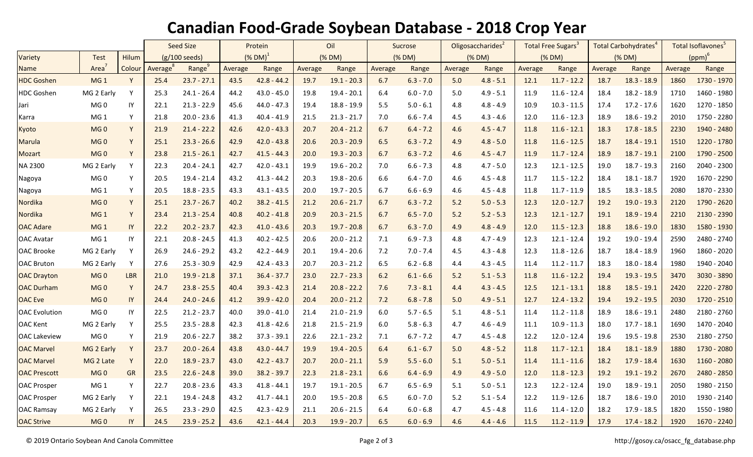# Canadian Food-Grade Soybean Database - 2018 Crop Year

| Variety | Test | Hilum | Seed Size | | Protein | | Oil | | Sucrose | | Oligosaccharides[2] | | Total Free Sugars[3] | | Total Carbohydrates[4] | | Total Isoflavones[5] | |
|---|---|---|---|---|---|---|---|---|---|---|---|---|---|---|---|---|---|---|
| | | | (g/100 seeds) | | (% DM)[1] | | (% DM) | | (% DM) | | (% DM) | | (% DM) | | (% DM) | | (ppm)[6] | |
| Name | Area[7] | Colour | Average[8] | Range[9] | Average | Range | Average | Range | Average | Range | Average | Range | Average | Range | Average | Range | Average | Range |
| HDC Goshen | MG 1 | Y | 25.4 | 23.7 - 27.1 | 43.5 | 42.8 - 44.2 | 19.7 | 19.1 - 20.3 | 6.7 | 6.3 - 7.0 | 5.0 | 4.8 - 5.1 | 12.1 | 11.7 - 12.2 | 18.7 | 18.3 - 18.9 | 1860 | 1730 - 1970 |
| HDC Goshen | MG 2 Early | Y | 25.3 | 24.1 - 26.4 | 44.2 | 43.0 - 45.0 | 19.8 | 19.4 - 20.1 | 6.4 | 6.0 - 7.0 | 5.0 | 4.9 - 5.1 | 11.9 | 11.6 - 12.4 | 18.4 | 18.2 - 18.9 | 1710 | 1460 - 1980 |
| Jari | MG 0 | IY | 22.1 | 21.3 - 22.9 | 45.6 | 44.0 - 47.3 | 19.4 | 18.8 - 19.9 | 5.5 | 5.0 - 6.1 | 4.8 | 4.8 - 4.9 | 10.9 | 10.3 - 11.5 | 17.4 | 17.2 - 17.6 | 1620 | 1270 - 1850 |
| Karra | MG 1 | Y | 21.8 | 20.0 - 23.6 | 41.3 | 40.4 - 41.9 | 21.5 | 21.3 - 21.7 | 7.0 | 6.6 - 7.4 | 4.5 | 4.3 - 4.6 | 12.0 | 11.6 - 12.3 | 18.9 | 18.6 - 19.2 | 2010 | 1750 - 2280 |
| Kyoto | MG 0 | Y | 21.9 | 21.4 - 22.2 | 42.6 | 42.0 - 43.3 | 20.7 | 20.4 - 21.2 | 6.7 | 6.4 - 7.2 | 4.6 | 4.5 - 4.7 | 11.8 | 11.6 - 12.1 | 18.3 | 17.8 - 18.5 | 2230 | 1940 - 2480 |
| Marula | MG 0 | Y | 25.1 | 23.3 - 26.6 | 42.9 | 42.0 - 43.8 | 20.6 | 20.3 - 20.9 | 6.5 | 6.3 - 7.2 | 4.9 | 4.8 - 5.0 | 11.8 | 11.6 - 12.5 | 18.7 | 18.4 - 19.1 | 1510 | 1220 - 1780 |
| Mozart | MG 0 | Y | 23.8 | 21.5 - 26.1 | 42.7 | 41.5 - 44.3 | 20.0 | 19.3 - 20.3 | 6.7 | 6.3 - 7.2 | 4.6 | 4.5 - 4.7 | 11.9 | 11.7 - 12.4 | 18.9 | 18.7 - 19.1 | 2100 | 1790 - 2500 |
| NA 2300 | MG 2 Early | Y | 22.3 | 20.4 - 24.1 | 42.7 | 42.0 - 43.1 | 19.9 | 19.6 - 20.2 | 7.0 | 6.6 - 7.3 | 4.8 | 4.7 - 5.0 | 12.3 | 12.1 - 12.5 | 19.0 | 18.7 - 19.3 | 2160 | 2040 - 2300 |
| Nagoya | MG 0 | Y | 20.5 | 19.4 - 21.4 | 43.2 | 41.3 - 44.2 | 20.3 | 19.8 - 20.6 | 6.6 | 6.4 - 7.0 | 4.6 | 4.5 - 4.8 | 11.7 | 11.5 - 12.2 | 18.4 | 18.1 - 18.7 | 1920 | 1670 - 2290 |
| Nagoya | MG 1 | Y | 20.5 | 18.8 - 23.5 | 43.3 | 43.1 - 43.5 | 20.0 | 19.7 - 20.5 | 6.7 | 6.6 - 6.9 | 4.6 | 4.5 - 4.8 | 11.8 | 11.7 - 11.9 | 18.5 | 18.3 - 18.5 | 2080 | 1870 - 2330 |
| Nordika | MG 0 | Y | 25.1 | 23.7 - 26.7 | 40.2 | 38.2 - 41.5 | 21.2 | 20.6 - 21.7 | 6.7 | 6.3 - 7.2 | 5.2 | 5.0 - 5.3 | 12.3 | 12.0 - 12.7 | 19.2 | 19.0 - 19.3 | 2120 | 1790 - 2620 |
| Nordika | MG 1 | Y | 23.4 | 21.3 - 25.4 | 40.8 | 40.2 - 41.8 | 20.9 | 20.3 - 21.5 | 6.7 | 6.5 - 7.0 | 5.2 | 5.2 - 5.3 | 12.3 | 12.1 - 12.7 | 19.1 | 18.9 - 19.4 | 2210 | 2130 - 2390 |
| OAC Adare | MG 1 | IY | 22.2 | 20.2 - 23.7 | 42.3 | 41.0 - 43.6 | 20.3 | 19.7 - 20.8 | 6.7 | 6.3 - 7.0 | 4.9 | 4.8 - 4.9 | 12.0 | 11.5 - 12.3 | 18.8 | 18.6 - 19.0 | 1830 | 1580 - 1930 |
| OAC Avatar | MG 1 | IY | 22.1 | 20.8 - 24.5 | 41.3 | 40.2 - 42.5 | 20.6 | 20.0 - 21.2 | 7.1 | 6.9 - 7.3 | 4.8 | 4.7 - 4.9 | 12.3 | 12.1 - 12.4 | 19.2 | 19.0 - 19.4 | 2590 | 2480 - 2740 |
| OAC Brooke | MG 2 Early | Y | 26.9 | 24.6 - 29.2 | 43.2 | 42.2 - 44.9 | 20.1 | 19.4 - 20.6 | 7.2 | 7.0 - 7.4 | 4.5 | 4.3 - 4.8 | 12.3 | 11.8 - 12.6 | 18.7 | 18.4 - 18.9 | 1960 | 1860 - 2020 |
| OAC Bruton | MG 2 Early | Y | 27.6 | 25.3 - 30.9 | 42.9 | 42.4 - 43.3 | 20.7 | 20.3 - 21.2 | 6.5 | 6.2 - 6.8 | 4.4 | 4.3 - 4.5 | 11.4 | 11.2 - 11.7 | 18.3 | 18.0 - 18.4 | 1980 | 1940 - 2040 |
| OAC Drayton | MG 0 | LBR | 21.0 | 19.9 - 21.8 | 37.1 | 36.4 - 37.7 | 23.0 | 22.7 - 23.3 | 6.2 | 6.1 - 6.6 | 5.2 | 5.1 - 5.3 | 11.8 | 11.6 - 12.2 | 19.4 | 19.3 - 19.5 | 3470 | 3030 - 3890 |
| OAC Durham | MG 0 | Y | 24.7 | 23.8 - 25.5 | 40.4 | 39.3 - 42.3 | 21.4 | 20.8 - 22.2 | 7.6 | 7.3 - 8.1 | 4.4 | 4.3 - 4.5 | 12.5 | 12.1 - 13.1 | 18.8 | 18.5 - 19.1 | 2420 | 2220 - 2780 |
| OAC Eve | MG 0 | IY | 24.4 | 24.0 - 24.6 | 41.2 | 39.9 - 42.0 | 20.4 | 20.0 - 21.2 | 7.2 | 6.8 - 7.8 | 5.0 | 4.9 - 5.1 | 12.7 | 12.4 - 13.2 | 19.4 | 19.2 - 19.5 | 2030 | 1720 - 2510 |
| OAC Evolution | MG 0 | IY | 22.5 | 21.2 - 23.7 | 40.0 | 39.0 - 41.0 | 21.4 | 21.0 - 21.9 | 6.0 | 5.7 - 6.5 | 5.1 | 4.8 - 5.1 | 11.4 | 11.2 - 11.8 | 18.9 | 18.6 - 19.1 | 2480 | 2180 - 2760 |
| OAC Kent | MG 2 Early | Y | 25.5 | 23.5 - 28.8 | 42.3 | 41.8 - 42.6 | 21.8 | 21.5 - 21.9 | 6.0 | 5.8 - 6.3 | 4.7 | 4.6 - 4.9 | 11.1 | 10.9 - 11.3 | 18.0 | 17.7 - 18.1 | 1690 | 1470 - 2040 |
| OAC Lakeview | MG 0 | Y | 21.9 | 20.6 - 22.7 | 38.2 | 37.3 - 39.1 | 22.6 | 22.1 - 23.2 | 7.1 | 6.7 - 7.2 | 4.7 | 4.5 - 4.8 | 12.2 | 12.0 - 12.4 | 19.6 | 19.5 - 19.8 | 2530 | 2180 - 2750 |
| OAC Marvel | MG 2 Early | Y | 23.7 | 20.0 - 26.4 | 43.8 | 43.0 - 44.7 | 19.9 | 19.4 - 20.5 | 6.4 | 6.1 - 6.7 | 5.0 | 4.8 - 5.2 | 11.8 | 11.7 - 12.1 | 18.4 | 18.1 - 18.9 | 1880 | 1730 - 2080 |
| OAC Marvel | MG 2 Late | Y | 22.0 | 18.9 - 23.7 | 43.0 | 42.2 - 43.7 | 20.7 | 20.0 - 21.1 | 5.9 | 5.5 - 6.0 | 5.1 | 5.0 - 5.1 | 11.4 | 11.1 - 11.6 | 18.2 | 17.9 - 18.4 | 1630 | 1160 - 2080 |
| OAC Prescott | MG 0 | GR | 23.5 | 22.6 - 24.8 | 39.0 | 38.2 - 39.7 | 22.3 | 21.8 - 23.1 | 6.6 | 6.4 - 6.9 | 4.9 | 4.9 - 5.0 | 12.0 | 11.8 - 12.3 | 19.2 | 19.1 - 19.2 | 2670 | 2480 - 2850 |
| OAC Prosper | MG 1 | Y | 22.7 | 20.8 - 23.6 | 43.3 | 41.8 - 44.1 | 19.7 | 19.1 - 20.5 | 6.7 | 6.5 - 6.9 | 5.1 | 5.0 - 5.1 | 12.3 | 12.2 - 12.4 | 19.0 | 18.9 - 19.1 | 2050 | 1980 - 2150 |
| OAC Prosper | MG 2 Early | Y | 22.1 | 19.4 - 24.8 | 43.2 | 41.7 - 44.1 | 20.0 | 19.5 - 20.8 | 6.5 | 6.0 - 7.0 | 5.2 | 5.1 - 5.4 | 12.2 | 11.9 - 12.6 | 18.7 | 18.6 - 19.0 | 2010 | 1930 - 2140 |
| OAC Ramsay | MG 2 Early | Y | 26.5 | 23.3 - 29.0 | 42.5 | 42.3 - 42.9 | 21.1 | 20.6 - 21.5 | 6.4 | 6.0 - 6.8 | 4.7 | 4.5 - 4.8 | 11.6 | 11.4 - 12.0 | 18.2 | 17.9 - 18.5 | 1820 | 1550 - 1980 |
| OAC Strive | MG 0 | IY | 24.5 | 23.9 - 25.2 | 43.6 | 42.1 - 44.4 | 20.3 | 19.9 - 20.7 | 6.5 | 6.0 - 6.9 | 4.6 | 4.4 - 4.6 | 11.5 | 11.2 - 11.9 | 17.9 | 17.4 - 18.2 | 1920 | 1670 - 2240 |

© 2019 Ontario Soybean And Canola Committee

http://gosoy.ca/osacc_fg_database.php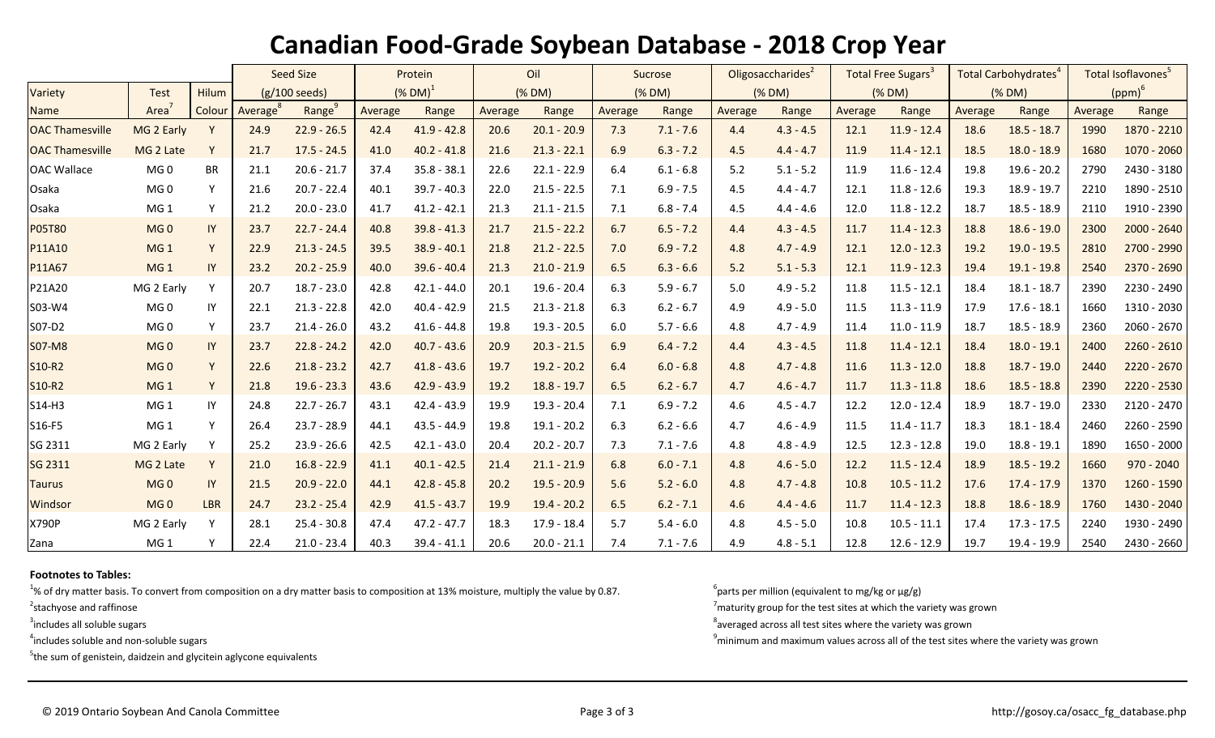# Canadian Food-Grade Soybean Database - 2018 Crop Year

| Variety | Test | Hilum | Seed Size | | Protein | | Oil | | Sucrose | | Oligosaccharides[2] | | Total Free Sugars[3] | | Total Carbohydrates[4] | | Total Isoflavones[5] | |
|---|---|---|---|---|---|---|---|---|---|---|---|---|---|---|---|---|---|---|
| | | | (g/100 seeds) | | (% DM)[1] | | (% DM) | | (% DM) | | (% DM) | | (% DM) | | (% DM) | | (ppm)[6] | |
| Name | Area[7] | Colour | Average[8] | Range[9] | Average | Range | Average | Range | Average | Range | Average | Range | Average | Range | Average | Range | Average | Range |
| OAC Thamesville | MG 2 Early | Y | 24.9 | 22.9 - 26.5 | 42.4 | 41.9 - 42.8 | 20.6 | 20.1 - 20.9 | 7.3 | 7.1 - 7.6 | 4.4 | 4.3 - 4.5 | 12.1 | 11.9 - 12.4 | 18.6 | 18.5 - 18.7 | 1990 | 1870 - 2210 |
| OAC Thamesville | MG 2 Late | Y | 21.7 | 17.5 - 24.5 | 41.0 | 40.2 - 41.8 | 21.6 | 21.3 - 22.1 | 6.9 | 6.3 - 7.2 | 4.5 | 4.4 - 4.7 | 11.9 | 11.4 - 12.1 | 18.5 | 18.0 - 18.9 | 1680 | 1070 - 2060 |
| OAC Wallace | MG 0 | BR | 21.1 | 20.6 - 21.7 | 37.4 | 35.8 - 38.1 | 22.6 | 22.1 - 22.9 | 6.4 | 6.1 - 6.8 | 5.2 | 5.1 - 5.2 | 11.9 | 11.6 - 12.4 | 19.8 | 19.6 - 20.2 | 2790 | 2430 - 3180 |
| Osaka | MG 0 | Y | 21.6 | 20.7 - 22.4 | 40.1 | 39.7 - 40.3 | 22.0 | 21.5 - 22.5 | 7.1 | 6.9 - 7.5 | 4.5 | 4.4 - 4.7 | 12.1 | 11.8 - 12.6 | 19.3 | 18.9 - 19.7 | 2210 | 1890 - 2510 |
| Osaka | MG 1 | Y | 21.2 | 20.0 - 23.0 | 41.7 | 41.2 - 42.1 | 21.3 | 21.1 - 21.5 | 7.1 | 6.8 - 7.4 | 4.5 | 4.4 - 4.6 | 12.0 | 11.8 - 12.2 | 18.7 | 18.5 - 18.9 | 2110 | 1910 - 2390 |
| P05T80 | MG 0 | IY | 23.7 | 22.7 - 24.4 | 40.8 | 39.8 - 41.3 | 21.7 | 21.5 - 22.2 | 6.7 | 6.5 - 7.2 | 4.4 | 4.3 - 4.5 | 11.7 | 11.4 - 12.3 | 18.8 | 18.6 - 19.0 | 2300 | 2000 - 2640 |
| P11A10 | MG 1 | Y | 22.9 | 21.3 - 24.5 | 39.5 | 38.9 - 40.1 | 21.8 | 21.2 - 22.5 | 7.0 | 6.9 - 7.2 | 4.8 | 4.7 - 4.9 | 12.1 | 12.0 - 12.3 | 19.2 | 19.0 - 19.5 | 2810 | 2700 - 2990 |
| P11A67 | MG 1 | IY | 23.2 | 20.2 - 25.9 | 40.0 | 39.6 - 40.4 | 21.3 | 21.0 - 21.9 | 6.5 | 6.3 - 6.6 | 5.2 | 5.1 - 5.3 | 12.1 | 11.9 - 12.3 | 19.4 | 19.1 - 19.8 | 2540 | 2370 - 2690 |
| P21A20 | MG 2 Early | Y | 20.7 | 18.7 - 23.0 | 42.8 | 42.1 - 44.0 | 20.1 | 19.6 - 20.4 | 6.3 | 5.9 - 6.7 | 5.0 | 4.9 - 5.2 | 11.8 | 11.5 - 12.1 | 18.4 | 18.1 - 18.7 | 2390 | 2230 - 2490 |
| S03-W4 | MG 0 | IY | 22.1 | 21.3 - 22.8 | 42.0 | 40.4 - 42.9 | 21.5 | 21.3 - 21.8 | 6.3 | 6.2 - 6.7 | 4.9 | 4.9 - 5.0 | 11.5 | 11.3 - 11.9 | 17.9 | 17.6 - 18.1 | 1660 | 1310 - 2030 |
| S07-D2 | MG 0 | Y | 23.7 | 21.4 - 26.0 | 43.2 | 41.6 - 44.8 | 19.8 | 19.3 - 20.5 | 6.0 | 5.7 - 6.6 | 4.8 | 4.7 - 4.9 | 11.4 | 11.0 - 11.9 | 18.7 | 18.5 - 18.9 | 2360 | 2060 - 2670 |
| S07-M8 | MG 0 | IY | 23.7 | 22.8 - 24.2 | 42.0 | 40.7 - 43.6 | 20.9 | 20.3 - 21.5 | 6.9 | 6.4 - 7.2 | 4.4 | 4.3 - 4.5 | 11.8 | 11.4 - 12.1 | 18.4 | 18.0 - 19.1 | 2400 | 2260 - 2610 |
| S10-R2 | MG 0 | Y | 22.6 | 21.8 - 23.2 | 42.7 | 41.8 - 43.6 | 19.7 | 19.2 - 20.2 | 6.4 | 6.0 - 6.8 | 4.8 | 4.7 - 4.8 | 11.6 | 11.3 - 12.0 | 18.8 | 18.7 - 19.0 | 2440 | 2220 - 2670 |
| S10-R2 | MG 1 | Y | 21.8 | 19.6 - 23.3 | 43.6 | 42.9 - 43.9 | 19.2 | 18.8 - 19.7 | 6.5 | 6.2 - 6.7 | 4.7 | 4.6 - 4.7 | 11.7 | 11.3 - 11.8 | 18.6 | 18.5 - 18.8 | 2390 | 2220 - 2530 |
| S14-H3 | MG 1 | IY | 24.8 | 22.7 - 26.7 | 43.1 | 42.4 - 43.9 | 19.9 | 19.3 - 20.4 | 7.1 | 6.9 - 7.2 | 4.6 | 4.5 - 4.7 | 12.2 | 12.0 - 12.4 | 18.9 | 18.7 - 19.0 | 2330 | 2120 - 2470 |
| S16-F5 | MG 1 | Y | 26.4 | 23.7 - 28.9 | 44.1 | 43.5 - 44.9 | 19.8 | 19.1 - 20.2 | 6.3 | 6.2 - 6.6 | 4.7 | 4.6 - 4.9 | 11.5 | 11.4 - 11.7 | 18.3 | 18.1 - 18.4 | 2460 | 2260 - 2590 |
| SG 2311 | MG 2 Early | Y | 25.2 | 23.9 - 26.6 | 42.5 | 42.1 - 43.0 | 20.4 | 20.2 - 20.7 | 7.3 | 7.1 - 7.6 | 4.8 | 4.8 - 4.9 | 12.5 | 12.3 - 12.8 | 19.0 | 18.8 - 19.1 | 1890 | 1650 - 2000 |
| SG 2311 | MG 2 Late | Y | 21.0 | 16.8 - 22.9 | 41.1 | 40.1 - 42.5 | 21.4 | 21.1 - 21.9 | 6.8 | 6.0 - 7.1 | 4.8 | 4.6 - 5.0 | 12.2 | 11.5 - 12.4 | 18.9 | 18.5 - 19.2 | 1660 | 970 - 2040 |
| Taurus | MG 0 | IY | 21.5 | 20.9 - 22.0 | 44.1 | 42.8 - 45.8 | 20.2 | 19.5 - 20.9 | 5.6 | 5.2 - 6.0 | 4.8 | 4.7 - 4.8 | 10.8 | 10.5 - 11.2 | 17.6 | 17.4 - 17.9 | 1370 | 1260 - 1590 |
| Windsor | MG 0 | LBR | 24.7 | 23.2 - 25.4 | 42.9 | 41.5 - 43.7 | 19.9 | 19.4 - 20.2 | 6.5 | 6.2 - 7.1 | 4.6 | 4.4 - 4.6 | 11.7 | 11.4 - 12.3 | 18.8 | 18.6 - 18.9 | 1760 | 1430 - 2040 |
| X790P | MG 2 Early | Y | 28.1 | 25.4 - 30.8 | 47.4 | 47.2 - 47.7 | 18.3 | 17.9 - 18.4 | 5.7 | 5.4 - 6.0 | 4.8 | 4.5 - 5.0 | 10.8 | 10.5 - 11.1 | 17.4 | 17.3 - 17.5 | 2240 | 1930 - 2490 |
| Zana | MG 1 | Y | 22.4 | 21.0 - 23.4 | 40.3 | 39.4 - 41.1 | 20.6 | 20.0 - 21.1 | 7.4 | 7.1 - 7.6 | 4.9 | 4.8 - 5.1 | 12.8 | 12.6 - 12.9 | 19.7 | 19.4 - 19.9 | 2540 | 2430 - 2660 |

**Footnotes to Tables:**

[1] % of dry matter basis. To convert from composition on a dry matter basis to composition at 13% moisture, multiply the value by 0.87.

[2] stachyose and raffinose

[3] includes all soluble sugars

[4] includes soluble and non-soluble sugars

[5] the sum of genistein, daidzein and glycitein aglycone equivalents

[6] parts per million (equivalent to mg/kg or µg/g)

[7] maturity group for the test sites at which the variety was grown

[8] averaged across all test sites where the variety was grown

[9] minimum and maximum values across all of the test sites where the variety was grown

© 2019 Ontario Soybean And Canola Committee

http://gosoy.ca/osacc_fg_database.php